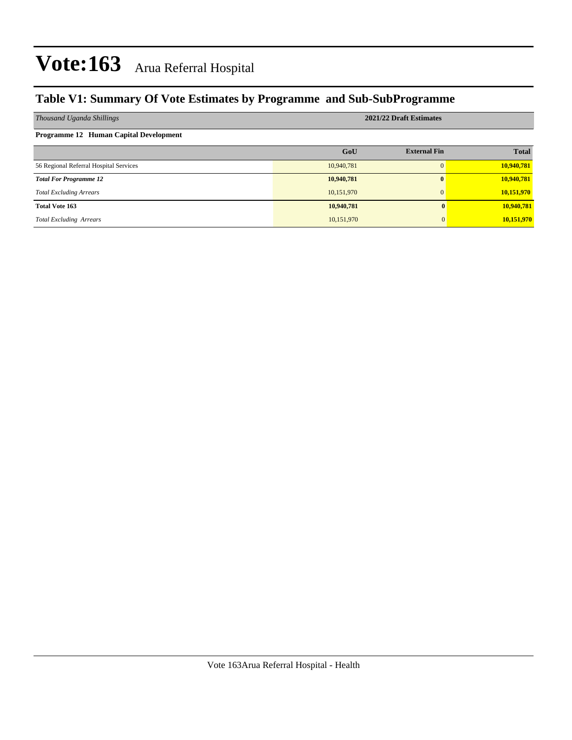# Vote:163 Arua Referral Hospital

## Table V1: Summary Of Vote Estimates by Programme and Sub-SubProgramme

| *Thousand Uganda Shillings* | 2021/22 Draft Estimates | | |
|---|---|---|---|
| **Programme 12 Human Capital Development** | | | |
| | **GoU** | **External Fin** | **Total** |
| 56 Regional Referral Hospital Services | 10,940,781 | 0 | **10,940,781** |
| ***Total For Programme 12*** | **10,940,781** | **0** | **10,940,781** |
| *Total Excluding Arrears* | 10,151,970 | 0 | **10,151,970** |
| **Total Vote 163** | **10,940,781** | **0** | **10,940,781** |
| *Total Excluding Arrears* | 10,151,970 | 0 | **10,151,970** |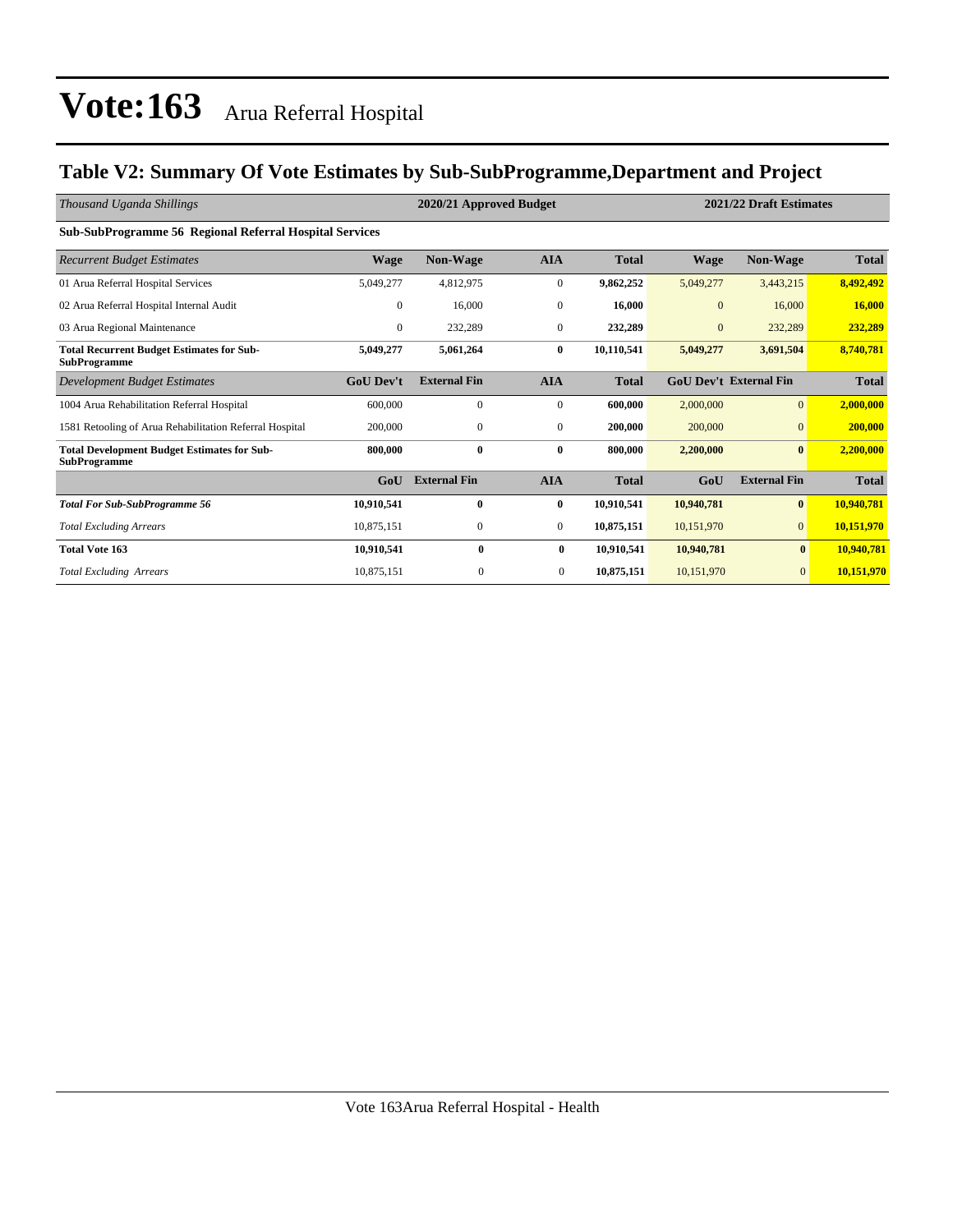# Vote:163 Arua Referral Hospital

## Table V2: Summary Of Vote Estimates by Sub-SubProgramme,Department and Project

| *Thousand Uganda Shillings* | 2020/21 Approved Budget | | | | 2021/22 Draft Estimates | | |
|---|---|---|---|---|---|---|---|
| **Sub-SubProgramme 56 Regional Referral Hospital Services** | | | | | | | |
| *Recurrent Budget Estimates* | **Wage** | **Non-Wage** | **AIA** | **Total** | **Wage** | **Non-Wage** | **Total** |
| 01 Arua Referral Hospital Services | 5,049,277 | 4,812,975 | 0 | **9,862,252** | 5,049,277 | 3,443,215 | **8,492,492** |
| 02 Arua Referral Hospital Internal Audit | 0 | 16,000 | 0 | **16,000** | 0 | 16,000 | **16,000** |
| 03 Arua Regional Maintenance | 0 | 232,289 | 0 | **232,289** | 0 | 232,289 | **232,289** |
| **Total Recurrent Budget Estimates for Sub-SubProgramme** | **5,049,277** | **5,061,264** | **0** | **10,110,541** | **5,049,277** | **3,691,504** | **8,740,781** |
| *Development Budget Estimates* | **GoU Dev't** | **External Fin** | **AIA** | **Total** | **GoU Dev't** | **External Fin** | **Total** |
| 1004 Arua Rehabilitation Referral Hospital | 600,000 | 0 | 0 | **600,000** | 2,000,000 | 0 | **2,000,000** |
| 1581 Retooling of Arua Rehabilitation Referral Hospital | 200,000 | 0 | 0 | **200,000** | 200,000 | 0 | **200,000** |
| **Total Development Budget Estimates for Sub-SubProgramme** | **800,000** | **0** | **0** | **800,000** | **2,200,000** | **0** | **2,200,000** |
| | **GoU** | **External Fin** | **AIA** | **Total** | **GoU** | **External Fin** | **Total** |
| ***Total For Sub-SubProgramme 56*** | **10,910,541** | **0** | **0** | **10,910,541** | **10,940,781** | **0** | **10,940,781** |
| *Total Excluding Arrears* | 10,875,151 | 0 | 0 | **10,875,151** | 10,151,970 | 0 | **10,151,970** |
| **Total Vote 163** | **10,910,541** | **0** | **0** | **10,910,541** | **10,940,781** | **0** | **10,940,781** |
| *Total Excluding Arrears* | 10,875,151 | 0 | 0 | **10,875,151** | 10,151,970 | 0 | **10,151,970** |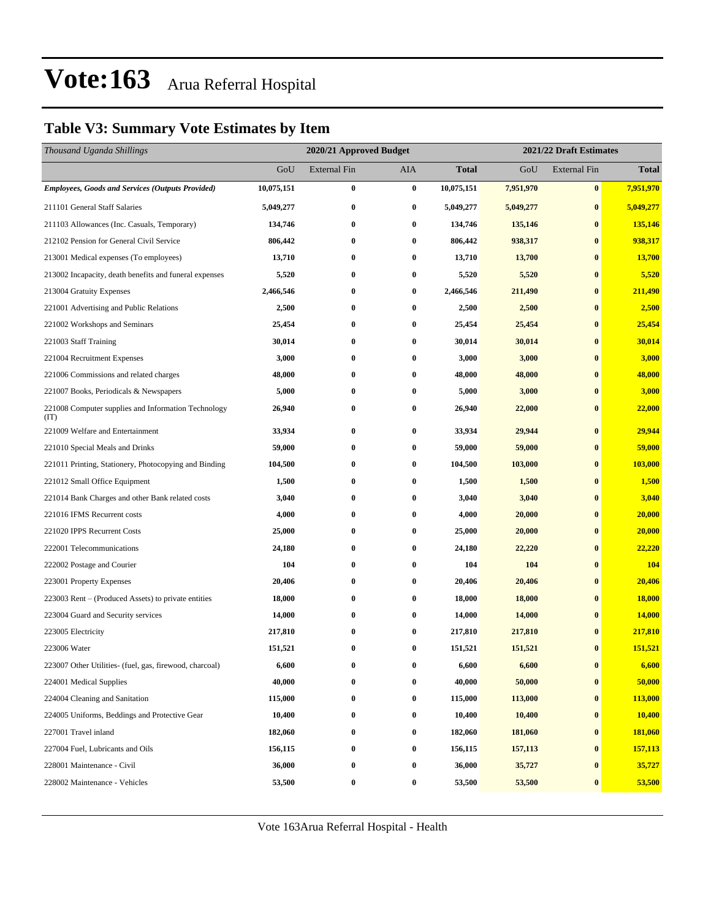# Vote:163 Arua Referral Hospital

## Table V3: Summary Vote Estimates by Item

| *Thousand Uganda Shillings* | 2020/21 Approved Budget | | | | 2021/22 Draft Estimates | | |
|---|---|---|---|---|---|---|---|
| | GoU | External Fin | AIA | Total | GoU | External Fin | Total |
| ***Employees, Goods and Services (Outputs Provided)*** | **10,075,151** | **0** | **0** | **10,075,151** | **7,951,970** | **0** | **7,951,970** |
| 211101 General Staff Salaries | **5,049,277** | **0** | **0** | **5,049,277** | **5,049,277** | **0** | **5,049,277** |
| 211103 Allowances (Inc. Casuals, Temporary) | **134,746** | **0** | **0** | **134,746** | **135,146** | **0** | **135,146** |
| 212102 Pension for General Civil Service | **806,442** | **0** | **0** | **806,442** | **938,317** | **0** | **938,317** |
| 213001 Medical expenses (To employees) | **13,710** | **0** | **0** | **13,710** | **13,700** | **0** | **13,700** |
| 213002 Incapacity, death benefits and funeral expenses | **5,520** | **0** | **0** | **5,520** | **5,520** | **0** | **5,520** |
| 213004 Gratuity Expenses | **2,466,546** | **0** | **0** | **2,466,546** | **211,490** | **0** | **211,490** |
| 221001 Advertising and Public Relations | **2,500** | **0** | **0** | **2,500** | **2,500** | **0** | **2,500** |
| 221002 Workshops and Seminars | **25,454** | **0** | **0** | **25,454** | **25,454** | **0** | **25,454** |
| 221003 Staff Training | **30,014** | **0** | **0** | **30,014** | **30,014** | **0** | **30,014** |
| 221004 Recruitment Expenses | **3,000** | **0** | **0** | **3,000** | **3,000** | **0** | **3,000** |
| 221006 Commissions and related charges | **48,000** | **0** | **0** | **48,000** | **48,000** | **0** | **48,000** |
| 221007 Books, Periodicals & Newspapers | **5,000** | **0** | **0** | **5,000** | **3,000** | **0** | **3,000** |
| 221008 Computer supplies and Information Technology (IT) | **26,940** | **0** | **0** | **26,940** | **22,000** | **0** | **22,000** |
| 221009 Welfare and Entertainment | **33,934** | **0** | **0** | **33,934** | **29,944** | **0** | **29,944** |
| 221010 Special Meals and Drinks | **59,000** | **0** | **0** | **59,000** | **59,000** | **0** | **59,000** |
| 221011 Printing, Stationery, Photocopying and Binding | **104,500** | **0** | **0** | **104,500** | **103,000** | **0** | **103,000** |
| 221012 Small Office Equipment | **1,500** | **0** | **0** | **1,500** | **1,500** | **0** | **1,500** |
| 221014 Bank Charges and other Bank related costs | **3,040** | **0** | **0** | **3,040** | **3,040** | **0** | **3,040** |
| 221016 IFMS Recurrent costs | **4,000** | **0** | **0** | **4,000** | **20,000** | **0** | **20,000** |
| 221020 IPPS Recurrent Costs | **25,000** | **0** | **0** | **25,000** | **20,000** | **0** | **20,000** |
| 222001 Telecommunications | **24,180** | **0** | **0** | **24,180** | **22,220** | **0** | **22,220** |
| 222002 Postage and Courier | **104** | **0** | **0** | **104** | **104** | **0** | **104** |
| 223001 Property Expenses | **20,406** | **0** | **0** | **20,406** | **20,406** | **0** | **20,406** |
| 223003 Rent – (Produced Assets) to private entities | **18,000** | **0** | **0** | **18,000** | **18,000** | **0** | **18,000** |
| 223004 Guard and Security services | **14,000** | **0** | **0** | **14,000** | **14,000** | **0** | **14,000** |
| 223005 Electricity | **217,810** | **0** | **0** | **217,810** | **217,810** | **0** | **217,810** |
| 223006 Water | **151,521** | **0** | **0** | **151,521** | **151,521** | **0** | **151,521** |
| 223007 Other Utilities- (fuel, gas, firewood, charcoal) | **6,600** | **0** | **0** | **6,600** | **6,600** | **0** | **6,600** |
| 224001 Medical Supplies | **40,000** | **0** | **0** | **40,000** | **50,000** | **0** | **50,000** |
| 224004 Cleaning and Sanitation | **115,000** | **0** | **0** | **115,000** | **113,000** | **0** | **113,000** |
| 224005 Uniforms, Beddings and Protective Gear | **10,400** | **0** | **0** | **10,400** | **10,400** | **0** | **10,400** |
| 227001 Travel inland | **182,060** | **0** | **0** | **182,060** | **181,060** | **0** | **181,060** |
| 227004 Fuel, Lubricants and Oils | **156,115** | **0** | **0** | **156,115** | **157,113** | **0** | **157,113** |
| 228001 Maintenance - Civil | **36,000** | **0** | **0** | **36,000** | **35,727** | **0** | **35,727** |
| 228002 Maintenance - Vehicles | **53,500** | **0** | **0** | **53,500** | **53,500** | **0** | **53,500** |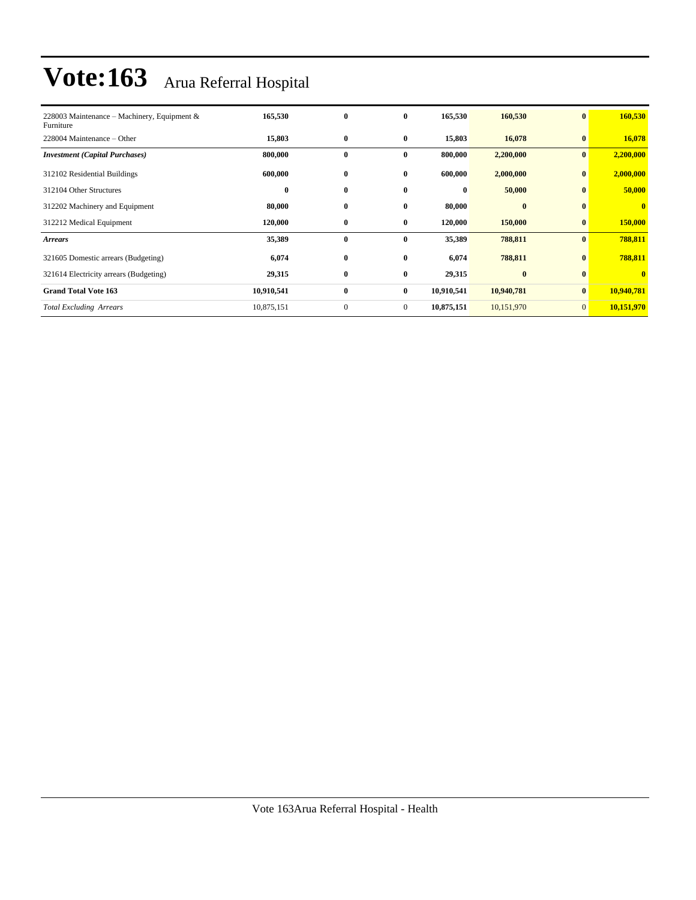# Vote:163 Arua Referral Hospital

| | | | | | | | |
|---|---|---|---|---|---|---|---|
| 228003 Maintenance – Machinery, Equipment & Furniture | **165,530** | **0** | **0** | **165,530** | **160,530** | **0** | **160,530** |
| 228004 Maintenance – Other | **15,803** | **0** | **0** | **15,803** | **16,078** | **0** | **16,078** |
| ***Investment (Capital Purchases)*** | **800,000** | **0** | **0** | **800,000** | **2,200,000** | **0** | **2,200,000** |
| 312102 Residential Buildings | **600,000** | **0** | **0** | **600,000** | **2,000,000** | **0** | **2,000,000** |
| 312104 Other Structures | **0** | **0** | **0** | **0** | **50,000** | **0** | **50,000** |
| 312202 Machinery and Equipment | **80,000** | **0** | **0** | **80,000** | **0** | **0** | **0** |
| 312212 Medical Equipment | **120,000** | **0** | **0** | **120,000** | **150,000** | **0** | **150,000** |
| ***Arrears*** | **35,389** | **0** | **0** | **35,389** | **788,811** | **0** | **788,811** |
| 321605 Domestic arrears (Budgeting) | **6,074** | **0** | **0** | **6,074** | **788,811** | **0** | **788,811** |
| 321614 Electricity arrears (Budgeting) | **29,315** | **0** | **0** | **29,315** | **0** | **0** | **0** |
| **Grand Total Vote 163** | **10,910,541** | **0** | **0** | **10,910,541** | **10,940,781** | **0** | **10,940,781** |
| *Total Excluding Arrears* | 10,875,151 | 0 | 0 | **10,875,151** | 10,151,970 | 0 | **10,151,970** |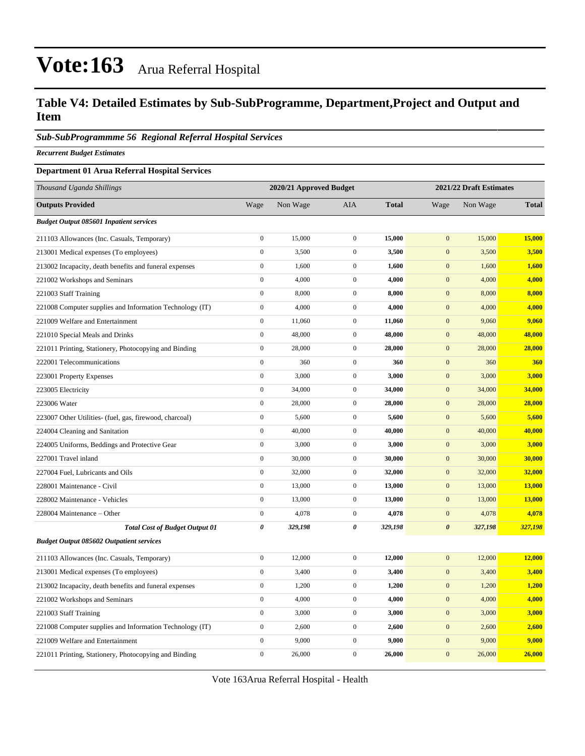# Vote:163 Arua Referral Hospital

## Table V4: Detailed Estimates by Sub-SubProgramme, Department,Project and Output and Item

### *Sub-SubProgrammme 56 Regional Referral Hospital Services*

***Recurrent Budget Estimates***

**Department 01 Arua Referral Hospital Services**

| *Thousand Uganda Shillings* | 2020/21 Approved Budget | | | | 2021/22 Draft Estimates | | |
|---|---|---|---|---|---|---|---|
| **Outputs Provided** | Wage | Non Wage | AIA | **Total** | Wage | Non Wage | **Total** |
| ***Budget Output 085601 Inpatient services*** | | | | | | | |
| 211103 Allowances (Inc. Casuals, Temporary) | 0 | 15,000 | 0 | **15,000** | 0 | 15,000 | **15,000** |
| 213001 Medical expenses (To employees) | 0 | 3,500 | 0 | **3,500** | 0 | 3,500 | **3,500** |
| 213002 Incapacity, death benefits and funeral expenses | 0 | 1,600 | 0 | **1,600** | 0 | 1,600 | **1,600** |
| 221002 Workshops and Seminars | 0 | 4,000 | 0 | **4,000** | 0 | 4,000 | **4,000** |
| 221003 Staff Training | 0 | 8,000 | 0 | **8,000** | 0 | 8,000 | **8,000** |
| 221008 Computer supplies and Information Technology (IT) | 0 | 4,000 | 0 | **4,000** | 0 | 4,000 | **4,000** |
| 221009 Welfare and Entertainment | 0 | 11,060 | 0 | **11,060** | 0 | 9,060 | **9,060** |
| 221010 Special Meals and Drinks | 0 | 48,000 | 0 | **48,000** | 0 | 48,000 | **48,000** |
| 221011 Printing, Stationery, Photocopying and Binding | 0 | 28,000 | 0 | **28,000** | 0 | 28,000 | **28,000** |
| 222001 Telecommunications | 0 | 360 | 0 | **360** | 0 | 360 | **360** |
| 223001 Property Expenses | 0 | 3,000 | 0 | **3,000** | 0 | 3,000 | **3,000** |
| 223005 Electricity | 0 | 34,000 | 0 | **34,000** | 0 | 34,000 | **34,000** |
| 223006 Water | 0 | 28,000 | 0 | **28,000** | 0 | 28,000 | **28,000** |
| 223007 Other Utilities- (fuel, gas, firewood, charcoal) | 0 | 5,600 | 0 | **5,600** | 0 | 5,600 | **5,600** |
| 224004 Cleaning and Sanitation | 0 | 40,000 | 0 | **40,000** | 0 | 40,000 | **40,000** |
| 224005 Uniforms, Beddings and Protective Gear | 0 | 3,000 | 0 | **3,000** | 0 | 3,000 | **3,000** |
| 227001 Travel inland | 0 | 30,000 | 0 | **30,000** | 0 | 30,000 | **30,000** |
| 227004 Fuel, Lubricants and Oils | 0 | 32,000 | 0 | **32,000** | 0 | 32,000 | **32,000** |
| 228001 Maintenance - Civil | 0 | 13,000 | 0 | **13,000** | 0 | 13,000 | **13,000** |
| 228002 Maintenance - Vehicles | 0 | 13,000 | 0 | **13,000** | 0 | 13,000 | **13,000** |
| 228004 Maintenance – Other | 0 | 4,078 | 0 | **4,078** | 0 | 4,078 | **4,078** |
| ***Total Cost of Budget Output 01*** | ***0*** | ***329,198*** | ***0*** | ***329,198*** | ***0*** | ***327,198*** | ***327,198*** |
| ***Budget Output 085602 Outpatient services*** | | | | | | | |
| 211103 Allowances (Inc. Casuals, Temporary) | 0 | 12,000 | 0 | **12,000** | 0 | 12,000 | **12,000** |
| 213001 Medical expenses (To employees) | 0 | 3,400 | 0 | **3,400** | 0 | 3,400 | **3,400** |
| 213002 Incapacity, death benefits and funeral expenses | 0 | 1,200 | 0 | **1,200** | 0 | 1,200 | **1,200** |
| 221002 Workshops and Seminars | 0 | 4,000 | 0 | **4,000** | 0 | 4,000 | **4,000** |
| 221003 Staff Training | 0 | 3,000 | 0 | **3,000** | 0 | 3,000 | **3,000** |
| 221008 Computer supplies and Information Technology (IT) | 0 | 2,600 | 0 | **2,600** | 0 | 2,600 | **2,600** |
| 221009 Welfare and Entertainment | 0 | 9,000 | 0 | **9,000** | 0 | 9,000 | **9,000** |
| 221011 Printing, Stationery, Photocopying and Binding | 0 | 26,000 | 0 | **26,000** | 0 | 26,000 | **26,000** |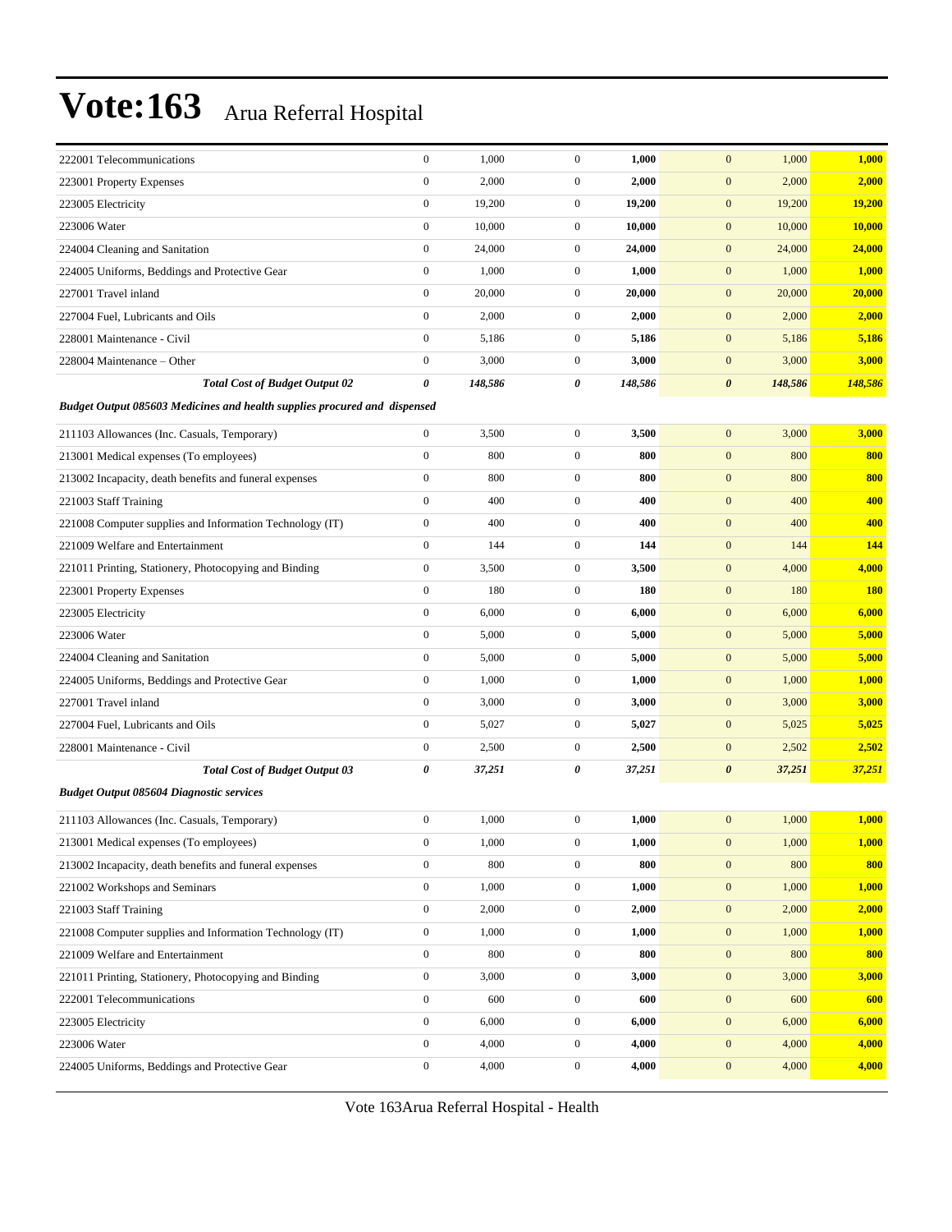# Vote:163 Arua Referral Hospital

| | | | | | | | |
|---|---|---|---|---|---|---|---|
| 222001 Telecommunications | 0 | 1,000 | 0 | **1,000** | 0 | 1,000 | **1,000** |
| 223001 Property Expenses | 0 | 2,000 | 0 | **2,000** | 0 | 2,000 | **2,000** |
| 223005 Electricity | 0 | 19,200 | 0 | **19,200** | 0 | 19,200 | **19,200** |
| 223006 Water | 0 | 10,000 | 0 | **10,000** | 0 | 10,000 | **10,000** |
| 224004 Cleaning and Sanitation | 0 | 24,000 | 0 | **24,000** | 0 | 24,000 | **24,000** |
| 224005 Uniforms, Beddings and Protective Gear | 0 | 1,000 | 0 | **1,000** | 0 | 1,000 | **1,000** |
| 227001 Travel inland | 0 | 20,000 | 0 | **20,000** | 0 | 20,000 | **20,000** |
| 227004 Fuel, Lubricants and Oils | 0 | 2,000 | 0 | **2,000** | 0 | 2,000 | **2,000** |
| 228001 Maintenance - Civil | 0 | 5,186 | 0 | **5,186** | 0 | 5,186 | **5,186** |
| 228004 Maintenance – Other | 0 | 3,000 | 0 | **3,000** | 0 | 3,000 | **3,000** |
| ***Total Cost of Budget Output 02*** | ***0*** | ***148,586*** | ***0*** | ***148,586*** | ***0*** | ***148,586*** | ***148,586*** |
| ***Budget Output 085603 Medicines and health supplies procured and dispensed*** | | | | | | | |
| 211103 Allowances (Inc. Casuals, Temporary) | 0 | 3,500 | 0 | **3,500** | 0 | 3,000 | **3,000** |
| 213001 Medical expenses (To employees) | 0 | 800 | 0 | **800** | 0 | 800 | **800** |
| 213002 Incapacity, death benefits and funeral expenses | 0 | 800 | 0 | **800** | 0 | 800 | **800** |
| 221003 Staff Training | 0 | 400 | 0 | **400** | 0 | 400 | **400** |
| 221008 Computer supplies and Information Technology (IT) | 0 | 400 | 0 | **400** | 0 | 400 | **400** |
| 221009 Welfare and Entertainment | 0 | 144 | 0 | **144** | 0 | 144 | **144** |
| 221011 Printing, Stationery, Photocopying and Binding | 0 | 3,500 | 0 | **3,500** | 0 | 4,000 | **4,000** |
| 223001 Property Expenses | 0 | 180 | 0 | **180** | 0 | 180 | **180** |
| 223005 Electricity | 0 | 6,000 | 0 | **6,000** | 0 | 6,000 | **6,000** |
| 223006 Water | 0 | 5,000 | 0 | **5,000** | 0 | 5,000 | **5,000** |
| 224004 Cleaning and Sanitation | 0 | 5,000 | 0 | **5,000** | 0 | 5,000 | **5,000** |
| 224005 Uniforms, Beddings and Protective Gear | 0 | 1,000 | 0 | **1,000** | 0 | 1,000 | **1,000** |
| 227001 Travel inland | 0 | 3,000 | 0 | **3,000** | 0 | 3,000 | **3,000** |
| 227004 Fuel, Lubricants and Oils | 0 | 5,027 | 0 | **5,027** | 0 | 5,025 | **5,025** |
| 228001 Maintenance - Civil | 0 | 2,500 | 0 | **2,500** | 0 | 2,502 | **2,502** |
| ***Total Cost of Budget Output 03*** | ***0*** | ***37,251*** | ***0*** | ***37,251*** | ***0*** | ***37,251*** | ***37,251*** |
| ***Budget Output 085604 Diagnostic services*** | | | | | | | |
| 211103 Allowances (Inc. Casuals, Temporary) | 0 | 1,000 | 0 | **1,000** | 0 | 1,000 | **1,000** |
| 213001 Medical expenses (To employees) | 0 | 1,000 | 0 | **1,000** | 0 | 1,000 | **1,000** |
| 213002 Incapacity, death benefits and funeral expenses | 0 | 800 | 0 | **800** | 0 | 800 | **800** |
| 221002 Workshops and Seminars | 0 | 1,000 | 0 | **1,000** | 0 | 1,000 | **1,000** |
| 221003 Staff Training | 0 | 2,000 | 0 | **2,000** | 0 | 2,000 | **2,000** |
| 221008 Computer supplies and Information Technology (IT) | 0 | 1,000 | 0 | **1,000** | 0 | 1,000 | **1,000** |
| 221009 Welfare and Entertainment | 0 | 800 | 0 | **800** | 0 | 800 | **800** |
| 221011 Printing, Stationery, Photocopying and Binding | 0 | 3,000 | 0 | **3,000** | 0 | 3,000 | **3,000** |
| 222001 Telecommunications | 0 | 600 | 0 | **600** | 0 | 600 | **600** |
| 223005 Electricity | 0 | 6,000 | 0 | **6,000** | 0 | 6,000 | **6,000** |
| 223006 Water | 0 | 4,000 | 0 | **4,000** | 0 | 4,000 | **4,000** |
| 224005 Uniforms, Beddings and Protective Gear | 0 | 4,000 | 0 | **4,000** | 0 | 4,000 | **4,000** |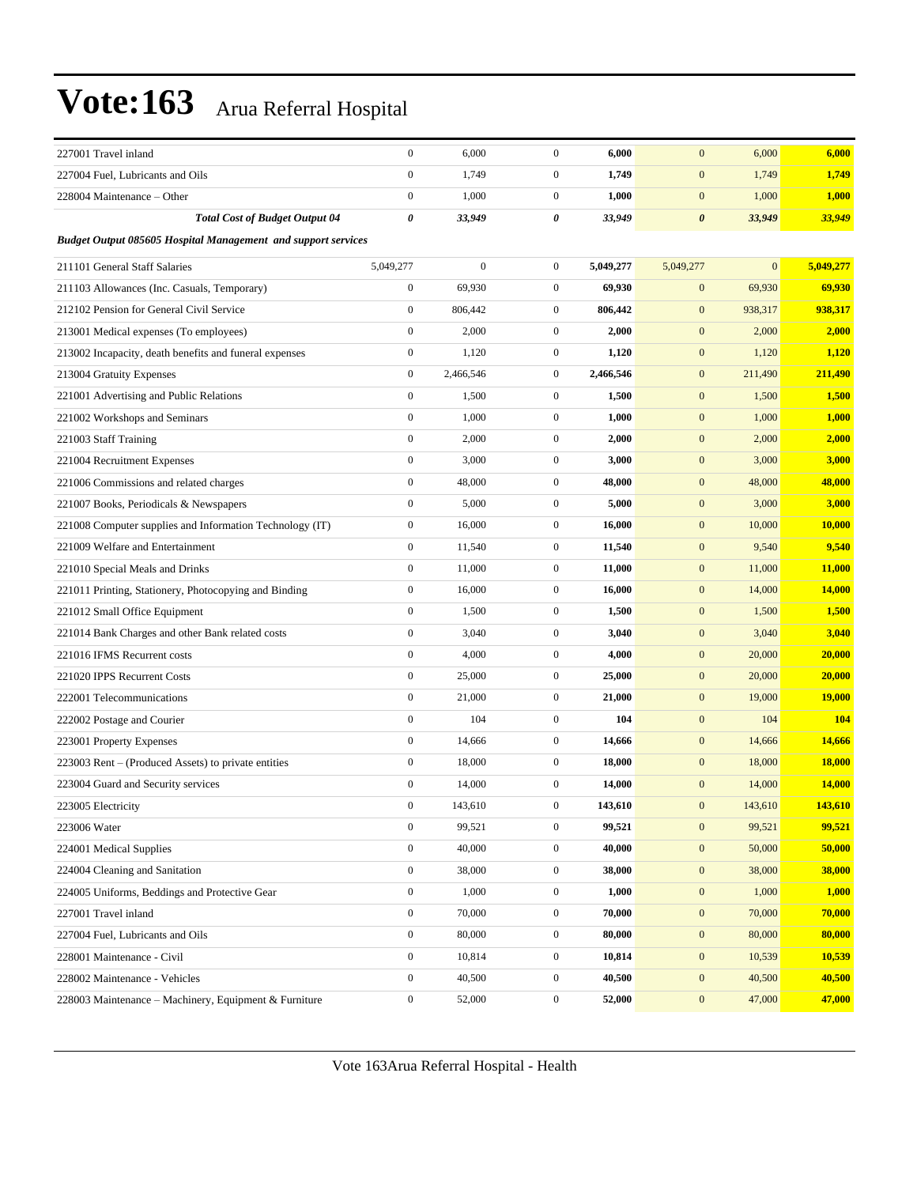# Vote:163 Arua Referral Hospital

| | | | | | | | |
|---|---|---|---|---|---|---|---|
| 227001 Travel inland | 0 | 6,000 | 0 | **6,000** | 0 | 6,000 | **6,000** |
| 227004 Fuel, Lubricants and Oils | 0 | 1,749 | 0 | **1,749** | 0 | 1,749 | **1,749** |
| 228004 Maintenance – Other | 0 | 1,000 | 0 | **1,000** | 0 | 1,000 | **1,000** |
| ***Total Cost of Budget Output 04*** | ***0*** | ***33,949*** | ***0*** | ***33,949*** | ***0*** | ***33,949*** | ***33,949*** |
| ***Budget Output 085605 Hospital Management and support services*** | | | | | | | |
| 211101 General Staff Salaries | 5,049,277 | 0 | 0 | **5,049,277** | 5,049,277 | 0 | **5,049,277** |
| 211103 Allowances (Inc. Casuals, Temporary) | 0 | 69,930 | 0 | **69,930** | 0 | 69,930 | **69,930** |
| 212102 Pension for General Civil Service | 0 | 806,442 | 0 | **806,442** | 0 | 938,317 | **938,317** |
| 213001 Medical expenses (To employees) | 0 | 2,000 | 0 | **2,000** | 0 | 2,000 | **2,000** |
| 213002 Incapacity, death benefits and funeral expenses | 0 | 1,120 | 0 | **1,120** | 0 | 1,120 | **1,120** |
| 213004 Gratuity Expenses | 0 | 2,466,546 | 0 | **2,466,546** | 0 | 211,490 | **211,490** |
| 221001 Advertising and Public Relations | 0 | 1,500 | 0 | **1,500** | 0 | 1,500 | **1,500** |
| 221002 Workshops and Seminars | 0 | 1,000 | 0 | **1,000** | 0 | 1,000 | **1,000** |
| 221003 Staff Training | 0 | 2,000 | 0 | **2,000** | 0 | 2,000 | **2,000** |
| 221004 Recruitment Expenses | 0 | 3,000 | 0 | **3,000** | 0 | 3,000 | **3,000** |
| 221006 Commissions and related charges | 0 | 48,000 | 0 | **48,000** | 0 | 48,000 | **48,000** |
| 221007 Books, Periodicals & Newspapers | 0 | 5,000 | 0 | **5,000** | 0 | 3,000 | **3,000** |
| 221008 Computer supplies and Information Technology (IT) | 0 | 16,000 | 0 | **16,000** | 0 | 10,000 | **10,000** |
| 221009 Welfare and Entertainment | 0 | 11,540 | 0 | **11,540** | 0 | 9,540 | **9,540** |
| 221010 Special Meals and Drinks | 0 | 11,000 | 0 | **11,000** | 0 | 11,000 | **11,000** |
| 221011 Printing, Stationery, Photocopying and Binding | 0 | 16,000 | 0 | **16,000** | 0 | 14,000 | **14,000** |
| 221012 Small Office Equipment | 0 | 1,500 | 0 | **1,500** | 0 | 1,500 | **1,500** |
| 221014 Bank Charges and other Bank related costs | 0 | 3,040 | 0 | **3,040** | 0 | 3,040 | **3,040** |
| 221016 IFMS Recurrent costs | 0 | 4,000 | 0 | **4,000** | 0 | 20,000 | **20,000** |
| 221020 IPPS Recurrent Costs | 0 | 25,000 | 0 | **25,000** | 0 | 20,000 | **20,000** |
| 222001 Telecommunications | 0 | 21,000 | 0 | **21,000** | 0 | 19,000 | **19,000** |
| 222002 Postage and Courier | 0 | 104 | 0 | **104** | 0 | 104 | **104** |
| 223001 Property Expenses | 0 | 14,666 | 0 | **14,666** | 0 | 14,666 | **14,666** |
| 223003 Rent – (Produced Assets) to private entities | 0 | 18,000 | 0 | **18,000** | 0 | 18,000 | **18,000** |
| 223004 Guard and Security services | 0 | 14,000 | 0 | **14,000** | 0 | 14,000 | **14,000** |
| 223005 Electricity | 0 | 143,610 | 0 | **143,610** | 0 | 143,610 | **143,610** |
| 223006 Water | 0 | 99,521 | 0 | **99,521** | 0 | 99,521 | **99,521** |
| 224001 Medical Supplies | 0 | 40,000 | 0 | **40,000** | 0 | 50,000 | **50,000** |
| 224004 Cleaning and Sanitation | 0 | 38,000 | 0 | **38,000** | 0 | 38,000 | **38,000** |
| 224005 Uniforms, Beddings and Protective Gear | 0 | 1,000 | 0 | **1,000** | 0 | 1,000 | **1,000** |
| 227001 Travel inland | 0 | 70,000 | 0 | **70,000** | 0 | 70,000 | **70,000** |
| 227004 Fuel, Lubricants and Oils | 0 | 80,000 | 0 | **80,000** | 0 | 80,000 | **80,000** |
| 228001 Maintenance - Civil | 0 | 10,814 | 0 | **10,814** | 0 | 10,539 | **10,539** |
| 228002 Maintenance - Vehicles | 0 | 40,500 | 0 | **40,500** | 0 | 40,500 | **40,500** |
| 228003 Maintenance – Machinery, Equipment & Furniture | 0 | 52,000 | 0 | **52,000** | 0 | 47,000 | **47,000** |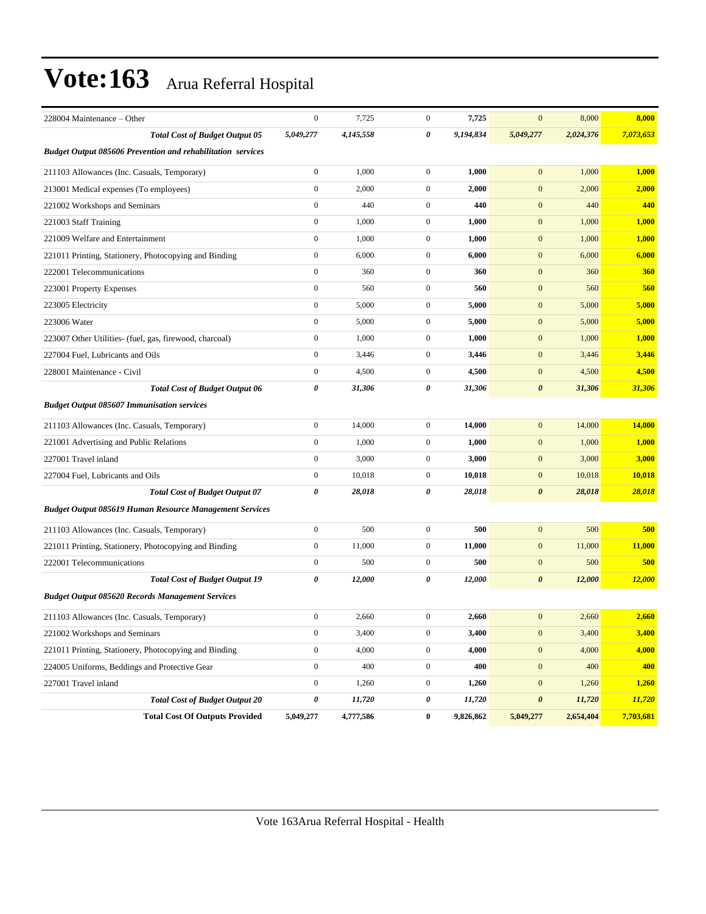# Vote:163 Arua Referral Hospital

| | | | | | | | |
|---|---|---|---|---|---|---|---|
| 228004 Maintenance – Other | 0 | 7,725 | 0 | **7,725** | 0 | 8,000 | **8,000** |
| ***Total Cost of Budget Output 05*** | ***5,049,277*** | ***4,145,558*** | ***0*** | ***9,194,834*** | ***5,049,277*** | ***2,024,376*** | ***7,073,653*** |
| ***Budget Output 085606 Prevention and rehabilitation services*** | | | | | | | |
| 211103 Allowances (Inc. Casuals, Temporary) | 0 | 1,000 | 0 | **1,000** | 0 | 1,000 | **1,000** |
| 213001 Medical expenses (To employees) | 0 | 2,000 | 0 | **2,000** | 0 | 2,000 | **2,000** |
| 221002 Workshops and Seminars | 0 | 440 | 0 | **440** | 0 | 440 | **440** |
| 221003 Staff Training | 0 | 1,000 | 0 | **1,000** | 0 | 1,000 | **1,000** |
| 221009 Welfare and Entertainment | 0 | 1,000 | 0 | **1,000** | 0 | 1,000 | **1,000** |
| 221011 Printing, Stationery, Photocopying and Binding | 0 | 6,000 | 0 | **6,000** | 0 | 6,000 | **6,000** |
| 222001 Telecommunications | 0 | 360 | 0 | **360** | 0 | 360 | **360** |
| 223001 Property Expenses | 0 | 560 | 0 | **560** | 0 | 560 | **560** |
| 223005 Electricity | 0 | 5,000 | 0 | **5,000** | 0 | 5,000 | **5,000** |
| 223006 Water | 0 | 5,000 | 0 | **5,000** | 0 | 5,000 | **5,000** |
| 223007 Other Utilities- (fuel, gas, firewood, charcoal) | 0 | 1,000 | 0 | **1,000** | 0 | 1,000 | **1,000** |
| 227004 Fuel, Lubricants and Oils | 0 | 3,446 | 0 | **3,446** | 0 | 3,446 | **3,446** |
| 228001 Maintenance - Civil | 0 | 4,500 | 0 | **4,500** | 0 | 4,500 | **4,500** |
| ***Total Cost of Budget Output 06*** | ***0*** | ***31,306*** | ***0*** | ***31,306*** | ***0*** | ***31,306*** | ***31,306*** |
| ***Budget Output 085607 Immunisation services*** | | | | | | | |
| 211103 Allowances (Inc. Casuals, Temporary) | 0 | 14,000 | 0 | **14,000** | 0 | 14,000 | **14,000** |
| 221001 Advertising and Public Relations | 0 | 1,000 | 0 | **1,000** | 0 | 1,000 | **1,000** |
| 227001 Travel inland | 0 | 3,000 | 0 | **3,000** | 0 | 3,000 | **3,000** |
| 227004 Fuel, Lubricants and Oils | 0 | 10,018 | 0 | **10,018** | 0 | 10,018 | **10,018** |
| ***Total Cost of Budget Output 07*** | ***0*** | ***28,018*** | ***0*** | ***28,018*** | ***0*** | ***28,018*** | ***28,018*** |
| ***Budget Output 085619 Human Resource Management Services*** | | | | | | | |
| 211103 Allowances (Inc. Casuals, Temporary) | 0 | 500 | 0 | **500** | 0 | 500 | **500** |
| 221011 Printing, Stationery, Photocopying and Binding | 0 | 11,000 | 0 | **11,000** | 0 | 11,000 | **11,000** |
| 222001 Telecommunications | 0 | 500 | 0 | **500** | 0 | 500 | **500** |
| ***Total Cost of Budget Output 19*** | ***0*** | ***12,000*** | ***0*** | ***12,000*** | ***0*** | ***12,000*** | ***12,000*** |
| ***Budget Output 085620 Records Management Services*** | | | | | | | |
| 211103 Allowances (Inc. Casuals, Temporary) | 0 | 2,660 | 0 | **2,660** | 0 | 2,660 | **2,660** |
| 221002 Workshops and Seminars | 0 | 3,400 | 0 | **3,400** | 0 | 3,400 | **3,400** |
| 221011 Printing, Stationery, Photocopying and Binding | 0 | 4,000 | 0 | **4,000** | 0 | 4,000 | **4,000** |
| 224005 Uniforms, Beddings and Protective Gear | 0 | 400 | 0 | **400** | 0 | 400 | **400** |
| 227001 Travel inland | 0 | 1,260 | 0 | **1,260** | 0 | 1,260 | **1,260** |
| ***Total Cost of Budget Output 20*** | ***0*** | ***11,720*** | ***0*** | ***11,720*** | ***0*** | ***11,720*** | ***11,720*** |
| **Total Cost Of Outputs Provided** | **5,049,277** | **4,777,586** | **0** | **9,826,862** | **5,049,277** | **2,654,404** | **7,703,681** |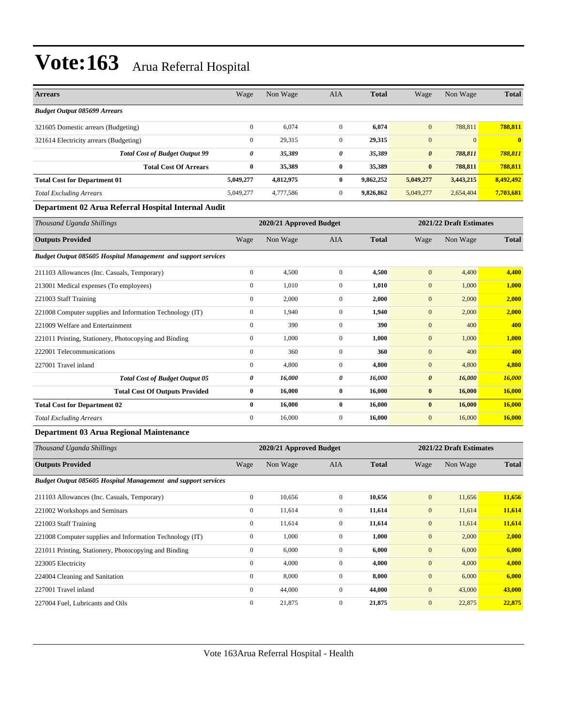# Vote:163 Arua Referral Hospital

| Arrears | Wage | Non Wage | AIA | Total | Wage | Non Wage | Total |
|---|---|---|---|---|---|---|---|
| ***Budget Output 085699 Arrears*** | | | | | | | |
| 321605 Domestic arrears (Budgeting) | 0 | 6,074 | 0 | **6,074** | 0 | 788,811 | **788,811** |
| 321614 Electricity arrears (Budgeting) | 0 | 29,315 | 0 | **29,315** | 0 | 0 | **0** |
| ***Total Cost of Budget Output 99*** | ***0*** | ***35,389*** | ***0*** | ***35,389*** | ***0*** | ***788,811*** | ***788,811*** |
| **Total Cost Of Arrears** | **0** | **35,389** | **0** | **35,389** | **0** | **788,811** | **788,811** |
| **Total Cost for Department 01** | **5,049,277** | **4,812,975** | **0** | **9,862,252** | **5,049,277** | **3,443,215** | **8,492,492** |
| *Total Excluding Arrears* | 5,049,277 | 4,777,586 | 0 | **9,826,862** | 5,049,277 | 2,654,404 | **7,703,681** |

### Department 02 Arua Referral Hospital Internal Audit

| *Thousand Uganda Shillings* | 2020/21 Approved Budget | | | | 2021/22 Draft Estimates | | |
|---|---|---|---|---|---|---|---|
| **Outputs Provided** | Wage | Non Wage | AIA | **Total** | Wage | Non Wage | **Total** |
| ***Budget Output 085605 Hospital Management and support services*** | | | | | | | |
| 211103 Allowances (Inc. Casuals, Temporary) | 0 | 4,500 | 0 | **4,500** | 0 | 4,400 | **4,400** |
| 213001 Medical expenses (To employees) | 0 | 1,010 | 0 | **1,010** | 0 | 1,000 | **1,000** |
| 221003 Staff Training | 0 | 2,000 | 0 | **2,000** | 0 | 2,000 | **2,000** |
| 221008 Computer supplies and Information Technology (IT) | 0 | 1,940 | 0 | **1,940** | 0 | 2,000 | **2,000** |
| 221009 Welfare and Entertainment | 0 | 390 | 0 | **390** | 0 | 400 | **400** |
| 221011 Printing, Stationery, Photocopying and Binding | 0 | 1,000 | 0 | **1,000** | 0 | 1,000 | **1,000** |
| 222001 Telecommunications | 0 | 360 | 0 | **360** | 0 | 400 | **400** |
| 227001 Travel inland | 0 | 4,800 | 0 | **4,800** | 0 | 4,800 | **4,800** |
| ***Total Cost of Budget Output 05*** | ***0*** | ***16,000*** | ***0*** | ***16,000*** | ***0*** | ***16,000*** | ***16,000*** |
| **Total Cost Of Outputs Provided** | **0** | **16,000** | **0** | **16,000** | **0** | **16,000** | **16,000** |
| **Total Cost for Department 02** | **0** | **16,000** | **0** | **16,000** | **0** | **16,000** | **16,000** |
| *Total Excluding Arrears* | 0 | 16,000 | 0 | **16,000** | 0 | 16,000 | **16,000** |

### Department 03 Arua Regional Maintenance

| *Thousand Uganda Shillings* | 2020/21 Approved Budget | | | | 2021/22 Draft Estimates | | |
|---|---|---|---|---|---|---|---|
| **Outputs Provided** | Wage | Non Wage | AIA | **Total** | Wage | Non Wage | **Total** |
| ***Budget Output 085605 Hospital Management and support services*** | | | | | | | |
| 211103 Allowances (Inc. Casuals, Temporary) | 0 | 10,656 | 0 | **10,656** | 0 | 11,656 | **11,656** |
| 221002 Workshops and Seminars | 0 | 11,614 | 0 | **11,614** | 0 | 11,614 | **11,614** |
| 221003 Staff Training | 0 | 11,614 | 0 | **11,614** | 0 | 11,614 | **11,614** |
| 221008 Computer supplies and Information Technology (IT) | 0 | 1,000 | 0 | **1,000** | 0 | 2,000 | **2,000** |
| 221011 Printing, Stationery, Photocopying and Binding | 0 | 6,000 | 0 | **6,000** | 0 | 6,000 | **6,000** |
| 223005 Electricity | 0 | 4,000 | 0 | **4,000** | 0 | 4,000 | **4,000** |
| 224004 Cleaning and Sanitation | 0 | 8,000 | 0 | **8,000** | 0 | 6,000 | **6,000** |
| 227001 Travel inland | 0 | 44,000 | 0 | **44,000** | 0 | 43,000 | **43,000** |
| 227004 Fuel, Lubricants and Oils | 0 | 21,875 | 0 | **21,875** | 0 | 22,875 | **22,875** |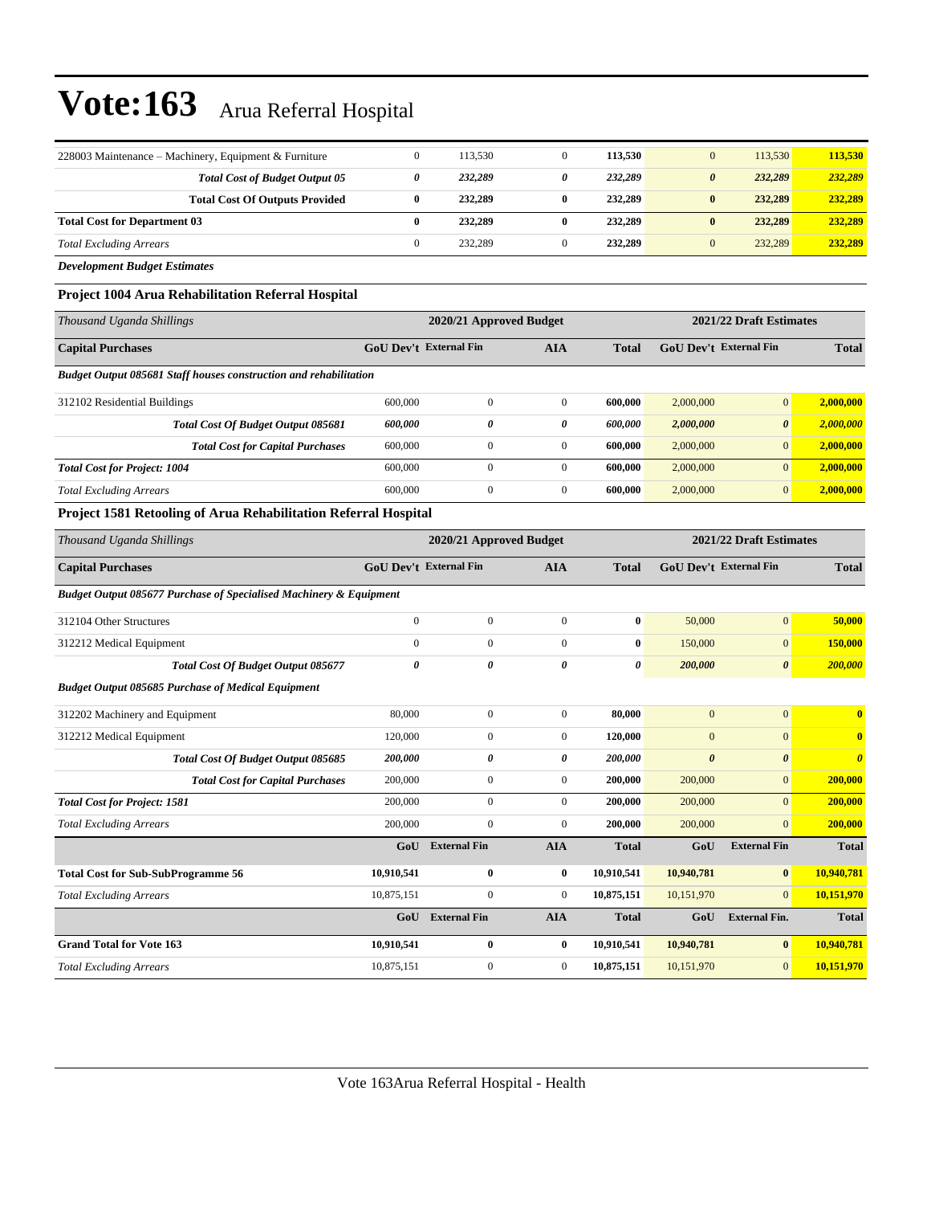# Vote:163 Arua Referral Hospital

| | | | | | | | |
|---|---|---|---|---|---|---|---|
| 228003 Maintenance – Machinery, Equipment & Furniture | 0 | 113,530 | 0 | **113,530** | 0 | 113,530 | **113,530** |
| ***Total Cost of Budget Output 05*** | ***0*** | ***232,289*** | ***0*** | ***232,289*** | ***0*** | ***232,289*** | ***232,289*** |
| **Total Cost Of Outputs Provided** | **0** | **232,289** | **0** | **232,289** | **0** | **232,289** | **232,289** |
| **Total Cost for Department 03** | **0** | **232,289** | **0** | **232,289** | **0** | **232,289** | **232,289** |
| *Total Excluding Arrears* | 0 | 232,289 | 0 | **232,289** | 0 | 232,289 | **232,289** |

***Development Budget Estimates***

**Project 1004 Arua Rehabilitation Referral Hospital**

| *Thousand Uganda Shillings* | 2020/21 Approved Budget | | | | 2021/22 Draft Estimates | | |
|---|---|---|---|---|---|---|---|
| **Capital Purchases** | **GoU Dev't** | **External Fin** | **AIA** | **Total** | **GoU Dev't** | **External Fin** | **Total** |
| ***Budget Output 085681 Staff houses construction and rehabilitation*** | | | | | | | |
| 312102 Residential Buildings | 600,000 | 0 | 0 | **600,000** | 2,000,000 | 0 | **2,000,000** |
| ***Total Cost Of Budget Output 085681*** | ***600,000*** | ***0*** | ***0*** | ***600,000*** | ***2,000,000*** | ***0*** | ***2,000,000*** |
| ***Total Cost for Capital Purchases*** | 600,000 | 0 | 0 | **600,000** | 2,000,000 | 0 | **2,000,000** |
| ***Total Cost for Project: 1004*** | 600,000 | 0 | 0 | **600,000** | 2,000,000 | 0 | **2,000,000** |
| *Total Excluding Arrears* | 600,000 | 0 | 0 | **600,000** | 2,000,000 | 0 | **2,000,000** |

**Project 1581 Retooling of Arua Rehabilitation Referral Hospital**

| *Thousand Uganda Shillings* | 2020/21 Approved Budget | | | | 2021/22 Draft Estimates | | |
|---|---|---|---|---|---|---|---|
| **Capital Purchases** | **GoU Dev't** | **External Fin** | **AIA** | **Total** | **GoU Dev't** | **External Fin** | **Total** |
| ***Budget Output 085677 Purchase of Specialised Machinery & Equipment*** | | | | | | | |
| 312104 Other Structures | 0 | 0 | 0 | **0** | 50,000 | 0 | **50,000** |
| 312212 Medical Equipment | 0 | 0 | 0 | **0** | 150,000 | 0 | **150,000** |
| ***Total Cost Of Budget Output 085677*** | ***0*** | ***0*** | ***0*** | ***0*** | ***200,000*** | ***0*** | ***200,000*** |
| ***Budget Output 085685 Purchase of Medical Equipment*** | | | | | | | |
| 312202 Machinery and Equipment | 80,000 | 0 | 0 | **80,000** | 0 | 0 | **0** |
| 312212 Medical Equipment | 120,000 | 0 | 0 | **120,000** | 0 | 0 | **0** |
| ***Total Cost Of Budget Output 085685*** | ***200,000*** | ***0*** | ***0*** | ***200,000*** | ***0*** | ***0*** | ***0*** |
| ***Total Cost for Capital Purchases*** | 200,000 | 0 | 0 | **200,000** | 200,000 | 0 | **200,000** |
| ***Total Cost for Project: 1581*** | 200,000 | 0 | 0 | **200,000** | 200,000 | 0 | **200,000** |
| *Total Excluding Arrears* | 200,000 | 0 | 0 | **200,000** | 200,000 | 0 | **200,000** |
| | **GoU** | **External Fin** | **AIA** | **Total** | **GoU** | **External Fin** | **Total** |
| **Total Cost for Sub-SubProgramme 56** | **10,910,541** | **0** | **0** | **10,910,541** | **10,940,781** | **0** | **10,940,781** |
| *Total Excluding Arrears* | 10,875,151 | 0 | 0 | **10,875,151** | 10,151,970 | 0 | **10,151,970** |
| | **GoU** | **External Fin** | **AIA** | **Total** | **GoU** | **External Fin.** | **Total** |
| **Grand Total for Vote 163** | **10,910,541** | **0** | **0** | **10,910,541** | **10,940,781** | **0** | **10,940,781** |
| *Total Excluding Arrears* | 10,875,151 | 0 | 0 | **10,875,151** | 10,151,970 | 0 | **10,151,970** |